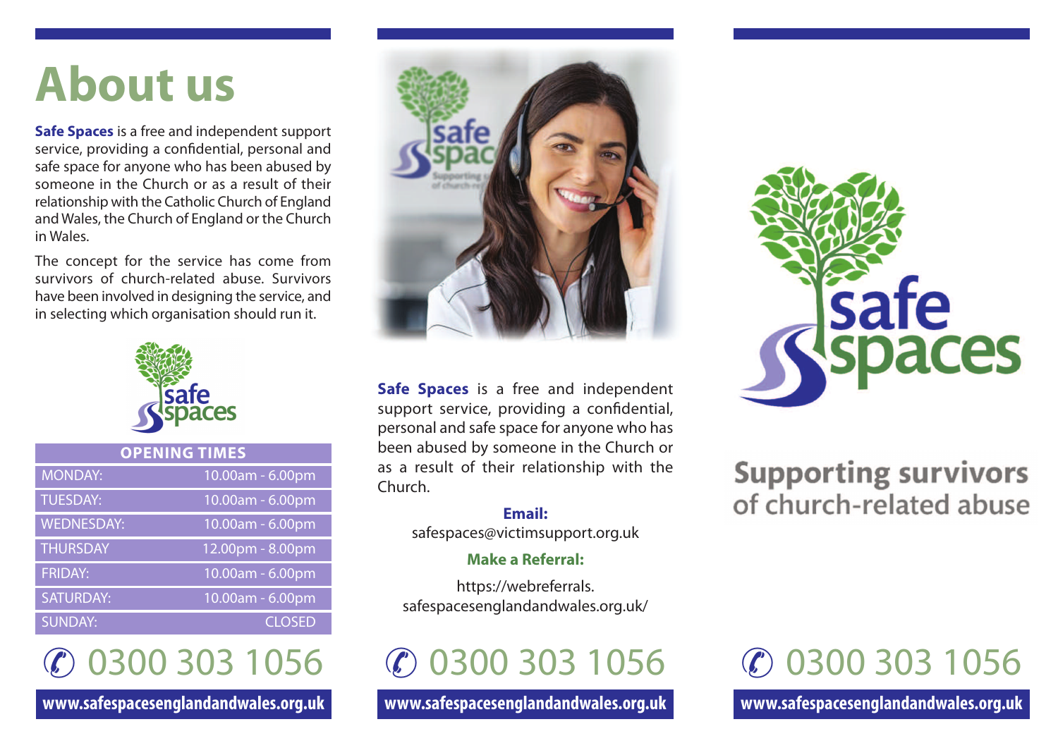# About us

**Safe Spaces** is a free and independent support service, providing a confidential, personal and safe space for anyone who has been abused by someone in the Church or as a result of their relationship with the Catholic Church of England and Wales, the Church of England or the Church in Wales.

The concept for the service has come from survivors of church-related abuse. Survivors have been involved in designing the service, and in selecting which organisation should run it.

| OPENING TIMES | |
|---|---|
| MONDAY: | 10.00am - 6.00pm |
| TUESDAY: | 10.00am - 6.00pm |
| WEDNESDAY: | 10.00am - 6.00pm |
| THURSDAY | 12.00pm - 8.00pm |
| FRIDAY: | 10.00am - 6.00pm |
| SATURDAY: | 10.00am - 6.00pm |
| SUNDAY: | CLOSED |

0300 303 1056

**www.safespacesenglandandwales.org.uk**

**Safe Spaces** is a free and independent support service, providing a confidential, personal and safe space for anyone who has been abused by someone in the Church or as a result of their relationship with the Church.

**Email:**
safespaces@victimsupport.org.uk

**Make a Referral:**

https://webreferrals.safespacesenglandandwales.org.uk/

0300 303 1056

**www.safespacesenglandandwales.org.uk**

safe spaces

## Supporting survivors of church-related abuse

0300 303 1056

**www.safespacesenglandandwales.org.uk**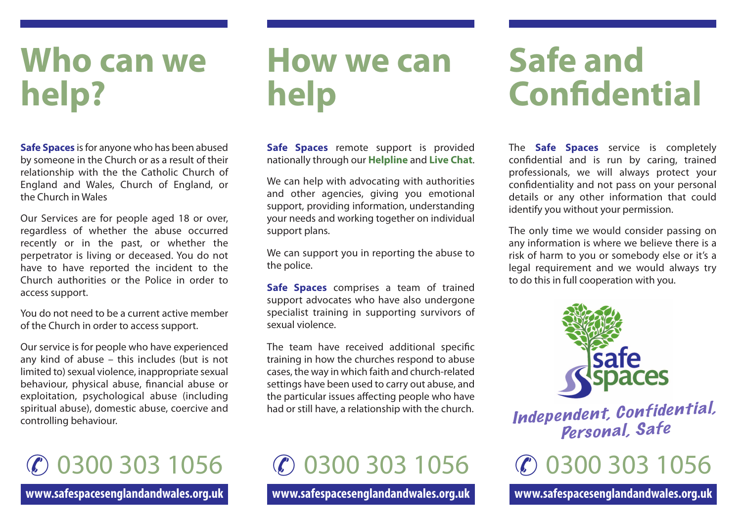# Who can we help?

**Safe Spaces** is for anyone who has been abused by someone in the Church or as a result of their relationship with the the Catholic Church of England and Wales, Church of England, or the Church in Wales

Our Services are for people aged 18 or over, regardless of whether the abuse occurred recently or in the past, or whether the perpetrator is living or deceased. You do not have to have reported the incident to the Church authorities or the Police in order to access support.

You do not need to be a current active member of the Church in order to access support.

Our service is for people who have experienced any kind of abuse – this includes (but is not limited to) sexual violence, inappropriate sexual behaviour, physical abuse, financial abuse or exploitation, psychological abuse (including spiritual abuse), domestic abuse, coercive and controlling behaviour.

0300 303 1056

**www.safespacesenglandandwales.org.uk**

# How we can help

**Safe Spaces** remote support is provided nationally through our **Helpline** and **Live Chat**.

We can help with advocating with authorities and other agencies, giving you emotional support, providing information, understanding your needs and working together on individual support plans.

We can support you in reporting the abuse to the police.

**Safe Spaces** comprises a team of trained support advocates who have also undergone specialist training in supporting survivors of sexual violence.

The team have received additional specific training in how the churches respond to abuse cases, the way in which faith and church-related settings have been used to carry out abuse, and the particular issues affecting people who have had or still have, a relationship with the church.

0300 303 1056

**www.safespacesenglandandwales.org.uk**

# Safe and Confidential

The **Safe Spaces** service is completely confidential and is run by caring, trained professionals, we will always protect your confidentiality and not pass on your personal details or any other information that could identify you without your permission.

The only time we would consider passing on any information is where we believe there is a risk of harm to you or somebody else or it's a legal requirement and we would always try to do this in full cooperation with you.

safe spaces

*Independent, Confidential, Personal, Safe*

0300 303 1056

**www.safespacesenglandandwales.org.uk**